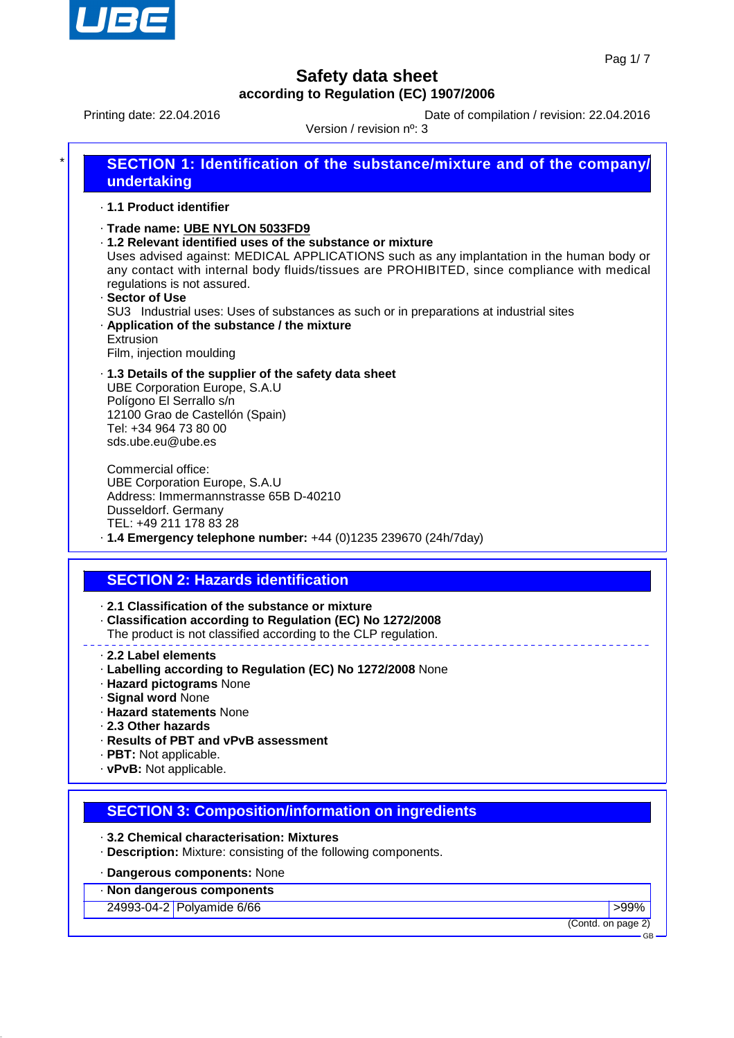# Safety data sheet

**according to Regulation (EC) 1907/2006**

Printing date: 22.04.2016 | Date of compilation / revision: 22.04.2016

Version / revision nº: 3

## SECTION 1: Identification of the substance/mixture and of the company/ undertaking

· **1.1 Product identifier**

· **Trade name: UBE NYLON 5033FD9**

· **1.2 Relevant identified uses of the substance or mixture**
Uses advised against: MEDICAL APPLICATIONS such as any implantation in the human body or any contact with internal body fluids/tissues are PROHIBITED, since compliance with medical regulations is not assured.

· **Sector of Use**
SU3 Industrial uses: Uses of substances as such or in preparations at industrial sites

· **Application of the substance / the mixture**
Extrusion
Film, injection moulding

· **1.3 Details of the supplier of the safety data sheet**
UBE Corporation Europe, S.A.U
Polígono El Serrallo s/n
12100 Grao de Castellón (Spain)
Tel: +34 964 73 80 00
sds.ube.eu@ube.es

Commercial office:
UBE Corporation Europe, S.A.U
Address: Immermannstrasse 65B D-40210
Dusseldorf. Germany
TEL: +49 211 178 83 28

· **1.4 Emergency telephone number:** +44 (0)1235 239670 (24h/7day)

## SECTION 2: Hazards identification

· **2.1 Classification of the substance or mixture**

· **Classification according to Regulation (EC) No 1272/2008**
The product is not classified according to the CLP regulation.

· **2.2 Label elements**

· **Labelling according to Regulation (EC) No 1272/2008** None

· **Hazard pictograms** None

· **Signal word** None

· **Hazard statements** None

· **2.3 Other hazards**

· **Results of PBT and vPvB assessment**

· **PBT:** Not applicable.

· **vPvB:** Not applicable.

## SECTION 3: Composition/information on ingredients

· **3.2 Chemical characterisation: Mixtures**

· **Description:** Mixture: consisting of the following components.

· **Dangerous components:** None

| · **Non dangerous components** | | |
|---|---|---|
| 24993-04-2 | Polyamide 6/66 | >99% |

(Contd. on page 2)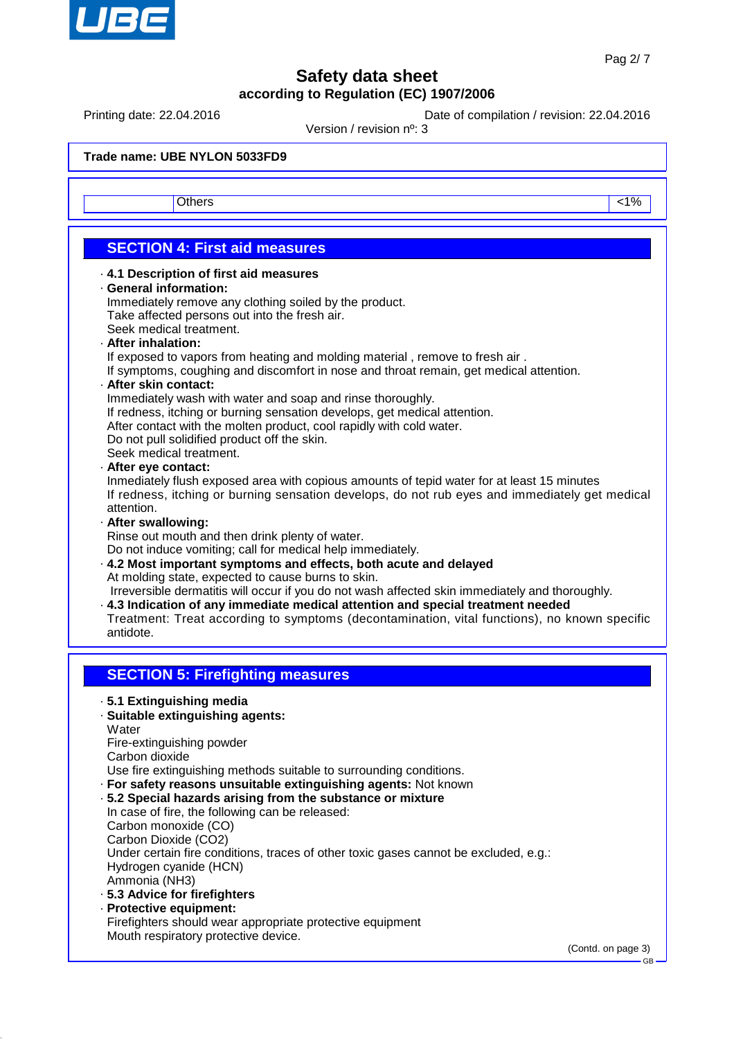**Trade name: UBE NYLON 5033FD9**

| | Others | <1% |
|---|---|---|

## SECTION 4: First aid measures

· **4.1 Description of first aid measures**

· **General information:**
Immediately remove any clothing soiled by the product.
Take affected persons out into the fresh air.
Seek medical treatment.

· **After inhalation:**
If exposed to vapors from heating and molding material , remove to fresh air .
If symptoms, coughing and discomfort in nose and throat remain, get medical attention.

· **After skin contact:**
Immediately wash with water and soap and rinse thoroughly.
If redness, itching or burning sensation develops, get medical attention.
After contact with the molten product, cool rapidly with cold water.
Do not pull solidified product off the skin.
Seek medical treatment.

· **After eye contact:**
Inmediately flush exposed area with copious amounts of tepid water for at least 15 minutes
If redness, itching or burning sensation develops, do not rub eyes and immediately get medical attention.

· **After swallowing:**
Rinse out mouth and then drink plenty of water.
Do not induce vomiting; call for medical help immediately.

· **4.2 Most important symptoms and effects, both acute and delayed**
At molding state, expected to cause burns to skin.
Irreversible dermatitis will occur if you do not wash affected skin immediately and thoroughly.

· **4.3 Indication of any immediate medical attention and special treatment needed**
Treatment: Treat according to symptoms (decontamination, vital functions), no known specific antidote.

## SECTION 5: Firefighting measures

· **5.1 Extinguishing media**

· **Suitable extinguishing agents:**
Water
Fire-extinguishing powder
Carbon dioxide
Use fire extinguishing methods suitable to surrounding conditions.

· **For safety reasons unsuitable extinguishing agents:** Not known

· **5.2 Special hazards arising from the substance or mixture**
In case of fire, the following can be released:
Carbon monoxide (CO)
Carbon Dioxide ($CO_2$)
Under certain fire conditions, traces of other toxic gases cannot be excluded, e.g.:
Hydrogen cyanide (HCN)
Ammonia ($NH_3$)

· **5.3 Advice for firefighters**

· **Protective equipment:**
Firefighters should wear appropriate protective equipment
Mouth respiratory protective device.

(Contd. on page 3)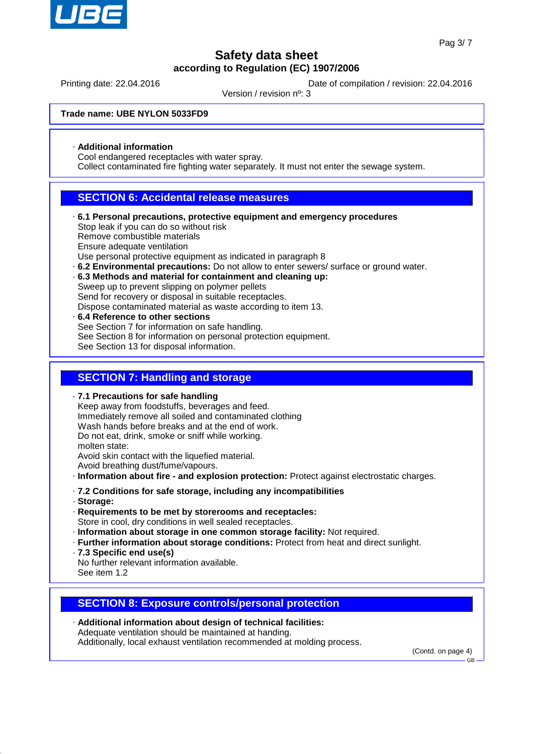**Trade name: UBE NYLON 5033FD9**

· **Additional information**
Cool endangered receptacles with water spray.
Collect contaminated fire fighting water separately. It must not enter the sewage system.

## SECTION 6: Accidental release measures

· **6.1 Personal precautions, protective equipment and emergency procedures**
Stop leak if you can do so without risk
Remove combustible materials
Ensure adequate ventilation
Use personal protective equipment as indicated in paragraph 8
· **6.2 Environmental precautions:** Do not allow to enter sewers/ surface or ground water.
· **6.3 Methods and material for containment and cleaning up:**
Sweep up to prevent slipping on polymer pellets
Send for recovery or disposal in suitable receptacles.
Dispose contaminated material as waste according to item 13.
· **6.4 Reference to other sections**
See Section 7 for information on safe handling.
See Section 8 for information on personal protection equipment.
See Section 13 for disposal information.

## SECTION 7: Handling and storage

· **7.1 Precautions for safe handling**
Keep away from foodstuffs, beverages and feed.
Immediately remove all soiled and contaminated clothing
Wash hands before breaks and at the end of work.
Do not eat, drink, smoke or sniff while working.
molten state:
Avoid skin contact with the liquefied material.
Avoid breathing dust/fume/vapours.
· **Information about fire - and explosion protection:** Protect against electrostatic charges.

· **7.2 Conditions for safe storage, including any incompatibilities**
· **Storage:**
· **Requirements to be met by storerooms and receptacles:**
Store in cool, dry conditions in well sealed receptacles.
· **Information about storage in one common storage facility:** Not required.
· **Further information about storage conditions:** Protect from heat and direct sunlight.
· **7.3 Specific end use(s)**
No further relevant information available.
See item 1.2

## SECTION 8: Exposure controls/personal protection

· **Additional information about design of technical facilities:**
Adequate ventilation should be maintained at handing.
Additionally, local exhaust ventilation recommended at molding process.

(Contd. on page 4)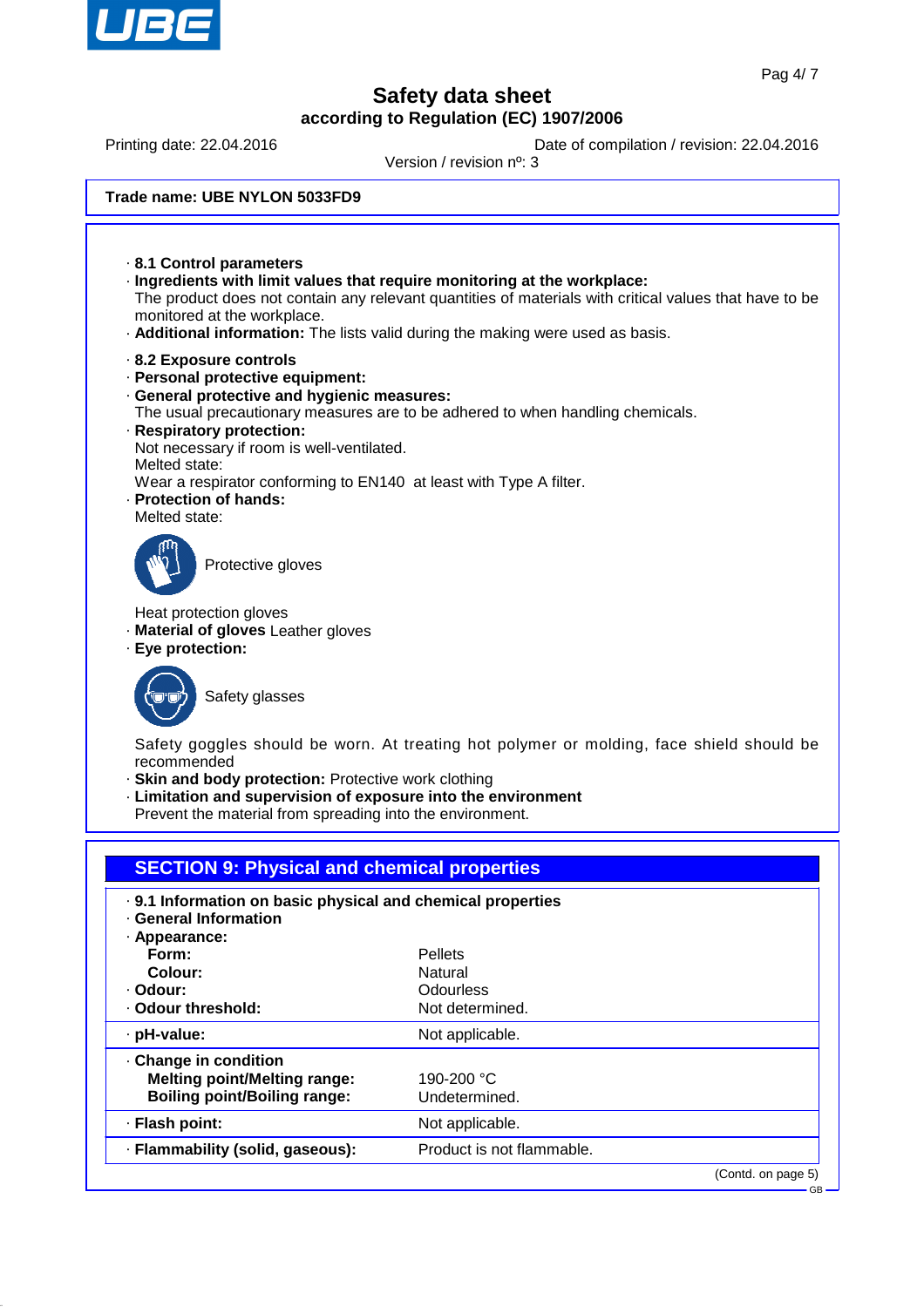**Trade name: UBE NYLON 5033FD9**

· **8.1 Control parameters**
· **Ingredients with limit values that require monitoring at the workplace:**
The product does not contain any relevant quantities of materials with critical values that have to be monitored at the workplace.
· **Additional information:** The lists valid during the making were used as basis.

· **8.2 Exposure controls**
· **Personal protective equipment:**
· **General protective and hygienic measures:**
The usual precautionary measures are to be adhered to when handling chemicals.
· **Respiratory protection:**
Not necessary if room is well-ventilated.
Melted state:
Wear a respirator conforming to EN140 at least with Type A filter.
· **Protection of hands:**
Melted state:

Protective gloves

Heat protection gloves
· **Material of gloves** Leather gloves
· **Eye protection:**

Safety glasses

Safety goggles should be worn. At treating hot polymer or molding, face shield should be recommended
· **Skin and body protection:** Protective work clothing
· **Limitation and supervision of exposure into the environment**
Prevent the material from spreading into the environment.

## SECTION 9: Physical and chemical properties

· **9.1 Information on basic physical and chemical properties**
· **General Information**

| | |
|---|---|
| · **Appearance:** | |
| **Form:** | Pellets |
| **Colour:** | Natural |
| · **Odour:** | Odourless |
| · **Odour threshold:** | Not determined. |
| · **pH-value:** | Not applicable. |
| · **Change in condition** | |
| **Melting point/Melting range:** | 190-200 °C |
| **Boiling point/Boiling range:** | Undetermined. |
| · **Flash point:** | Not applicable. |
| · **Flammability (solid, gaseous):** | Product is not flammable. |

(Contd. on page 5)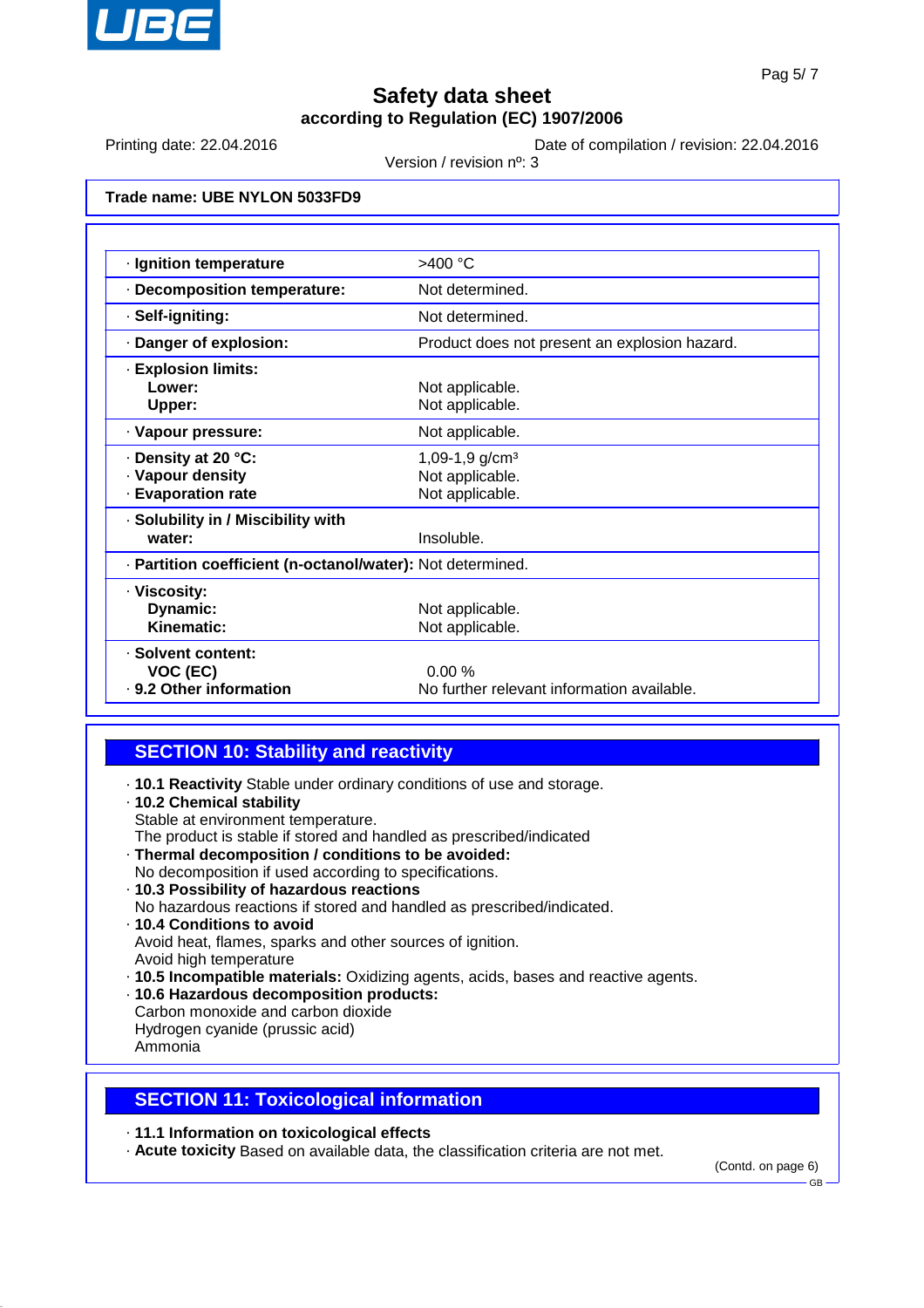**Safety data sheet**
**according to Regulation (EC) 1907/2006**

Printing date: 22.04.2016 | Date of compilation / revision: 22.04.2016 | Version / revision nº: 3

**Trade name: UBE NYLON 5033FD9**

| | |
|---|---|
| · **Ignition temperature** | >400 °C |
| · **Decomposition temperature:** | Not determined. |
| · **Self-igniting:** | Not determined. |
| · **Danger of explosion:** | Product does not present an explosion hazard. |
| · **Explosion limits:** | |
| **Lower:** | Not applicable. |
| **Upper:** | Not applicable. |
| · **Vapour pressure:** | Not applicable. |
| · **Density at 20 °C:** | 1,09-1,9 g/cm³ |
| · **Vapour density** | Not applicable. |
| · **Evaporation rate** | Not applicable. |
| · **Solubility in / Miscibility with water:** | Insoluble. |
| · **Partition coefficient (n-octanol/water):** | Not determined. |
| · **Viscosity:** | |
| **Dynamic:** | Not applicable. |
| **Kinematic:** | Not applicable. |
| · **Solvent content:** | |
| **VOC (EC)** | 0.00 % |
| · **9.2 Other information** | No further relevant information available. |

## SECTION 10: Stability and reactivity

· **10.1 Reactivity** Stable under ordinary conditions of use and storage.

· **10.2 Chemical stability**
Stable at environment temperature.
The product is stable if stored and handled as prescribed/indicated

· **Thermal decomposition / conditions to be avoided:**
No decomposition if used according to specifications.

· **10.3 Possibility of hazardous reactions**
No hazardous reactions if stored and handled as prescribed/indicated.

· **10.4 Conditions to avoid**
Avoid heat, flames, sparks and other sources of ignition.
Avoid high temperature

· **10.5 Incompatible materials:** Oxidizing agents, acids, bases and reactive agents.

· **10.6 Hazardous decomposition products:**
Carbon monoxide and carbon dioxide
Hydrogen cyanide (prussic acid)
Ammonia

## SECTION 11: Toxicological information

· **11.1 Information on toxicological effects**

· **Acute toxicity** Based on available data, the classification criteria are not met.

(Contd. on page 6)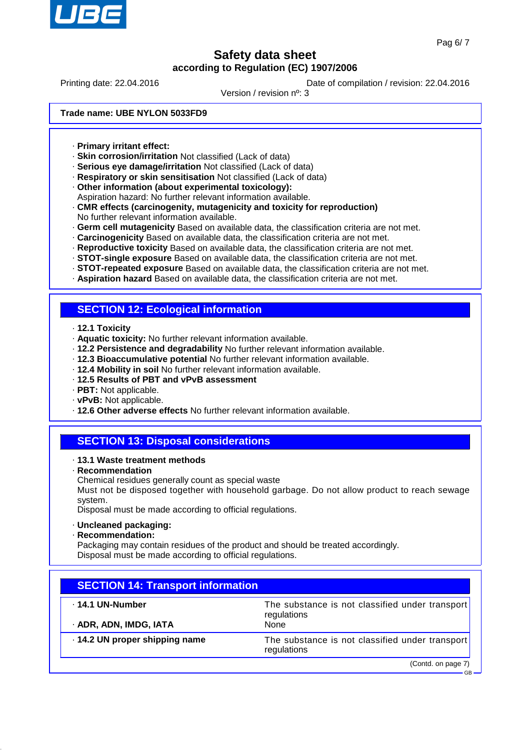Trade name: UBE NYLON 5033FD9

· **Primary irritant effect:**
· **Skin corrosion/irritation** Not classified (Lack of data)
· **Serious eye damage/irritation** Not classified (Lack of data)
· **Respiratory or skin sensitisation** Not classified (Lack of data)
· **Other information (about experimental toxicology):**
Aspiration hazard: No further relevant information available.
· **CMR effects (carcinogenity, mutagenicity and toxicity for reproduction)**
No further relevant information available.
· **Germ cell mutagenicity** Based on available data, the classification criteria are not met.
· **Carcinogenicity** Based on available data, the classification criteria are not met.
· **Reproductive toxicity** Based on available data, the classification criteria are not met.
· **STOT-single exposure** Based on available data, the classification criteria are not met.
· **STOT-repeated exposure** Based on available data, the classification criteria are not met.
· **Aspiration hazard** Based on available data, the classification criteria are not met.

## SECTION 12: Ecological information

· **12.1 Toxicity**
· **Aquatic toxicity:** No further relevant information available.
· **12.2 Persistence and degradability** No further relevant information available.
· **12.3 Bioaccumulative potential** No further relevant information available.
· **12.4 Mobility in soil** No further relevant information available.
· **12.5 Results of PBT and vPvB assessment**
· **PBT:** Not applicable.
· **vPvB:** Not applicable.
· **12.6 Other adverse effects** No further relevant information available.

## SECTION 13: Disposal considerations

· **13.1 Waste treatment methods**
· **Recommendation**
Chemical residues generally count as special waste
Must not be disposed together with household garbage. Do not allow product to reach sewage system.
Disposal must be made according to official regulations.

· **Uncleaned packaging:**
· **Recommendation:**
Packaging may contain residues of the product and should be treated accordingly.
Disposal must be made according to official regulations.

## SECTION 14: Transport information

| | |
|---|---|
| · **14.1 UN-Number** | The substance is not classified under transport regulations |
| · **ADR, ADN, IMDG, IATA** | None |
| · **14.2 UN proper shipping name** | The substance is not classified under transport regulations |

(Contd. on page 7)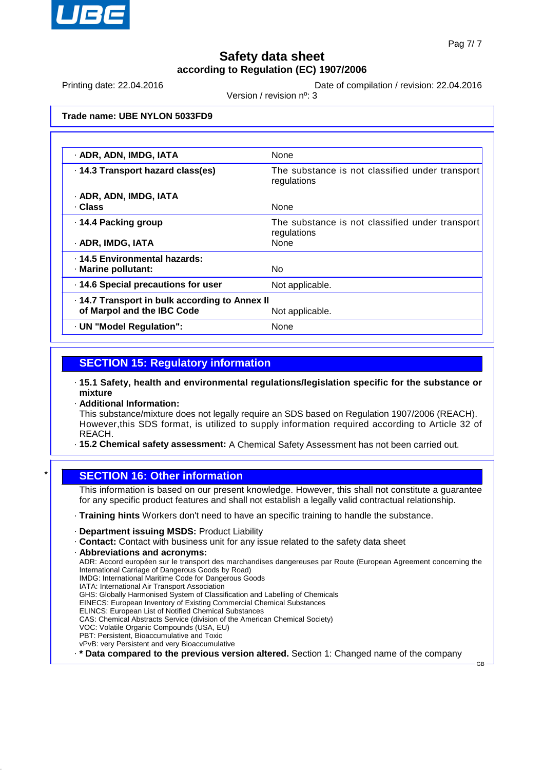**Trade name: UBE NYLON 5033FD9**

| | |
|---|---|
| · **ADR, ADN, IMDG, IATA** | None |
| · **14.3 Transport hazard class(es)** | The substance is not classified under transport regulations |
| · **ADR, ADN, IMDG, IATA**<br>· **Class** | None |
| · **14.4 Packing group** | The substance is not classified under transport regulations |
| · **ADR, IMDG, IATA** | None |
| · **14.5 Environmental hazards:**<br>· **Marine pollutant:** | No |
| · **14.6 Special precautions for user** | Not applicable. |
| · **14.7 Transport in bulk according to Annex II of Marpol and the IBC Code** | Not applicable. |
| · **UN "Model Regulation":** | None |

## SECTION 15: Regulatory information

· **15.1 Safety, health and environmental regulations/legislation specific for the substance or mixture**

· **Additional Information:**

This substance/mixture does not legally require an SDS based on Regulation 1907/2006 (REACH). However,this SDS format, is utilized to supply information required according to Article 32 of REACH.

· **15.2 Chemical safety assessment:** A Chemical Safety Assessment has not been carried out.

## * SECTION 16: Other information

This information is based on our present knowledge. However, this shall not constitute a guarantee for any specific product features and shall not establish a legally valid contractual relationship.

· **Training hints** Workers don't need to have an specific training to handle the substance.

· **Department issuing MSDS:** Product Liability

· **Contact:** Contact with business unit for any issue related to the safety data sheet

· **Abbreviations and acronyms:**

ADR: Accord européen sur le transport des marchandises dangereuses par Route (European Agreement concerning the International Carriage of Dangerous Goods by Road)
IMDG: International Maritime Code for Dangerous Goods
IATA: International Air Transport Association
GHS: Globally Harmonised System of Classification and Labelling of Chemicals
EINECS: European Inventory of Existing Commercial Chemical Substances
ELINCS: European List of Notified Chemical Substances
CAS: Chemical Abstracts Service (division of the American Chemical Society)
VOC: Volatile Organic Compounds (USA, EU)
PBT: Persistent, Bioaccumulative and Toxic
vPvB: very Persistent and very Bioaccumulative

· **\* Data compared to the previous version altered.** Section 1: Changed name of the company